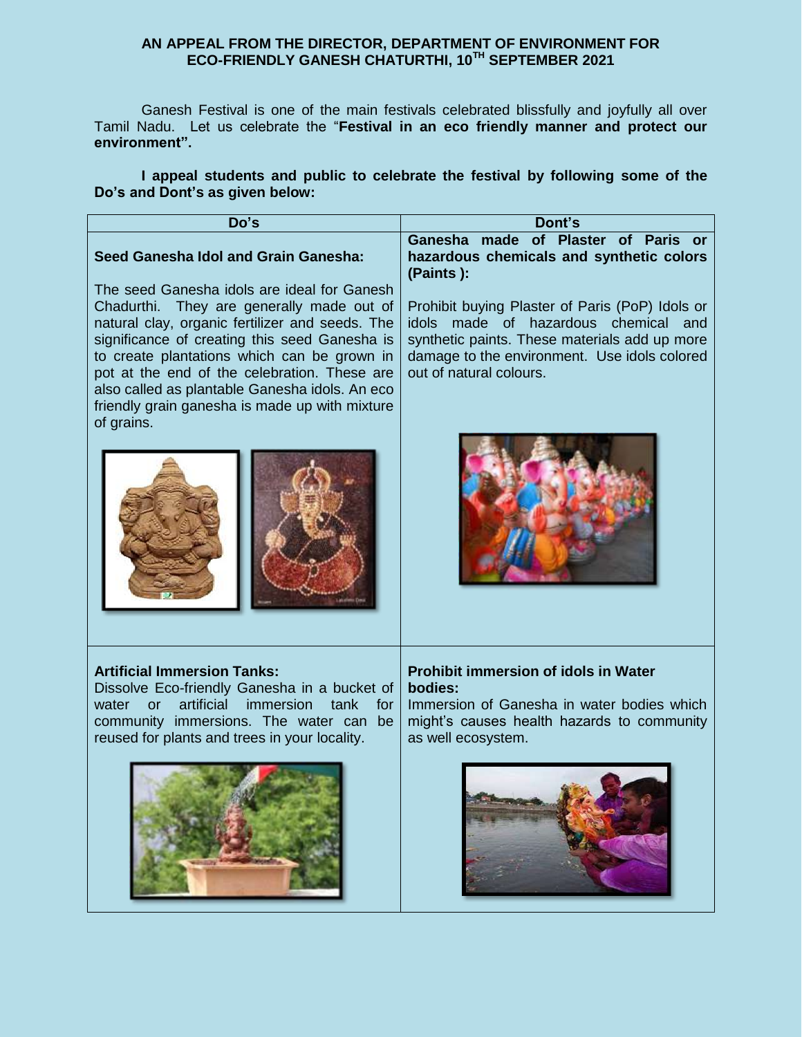**AN APPEAL FROM THE DIRECTOR, DEPARTMENT OF ENVIRONMENT FOR ECO-FRIENDLY GANESH CHATURTHI, 10TH SEPTEMBER 2021**

Ganesh Festival is one of the main festivals celebrated blissfully and joyfully all over Tamil Nadu. Let us celebrate the "**Festival in an eco friendly manner and protect our environment".**

**I appeal students and public to celebrate the festival by following some of the Do's and Dont's as given below:**

| Do's | Dont's |
|---|---|
| **Seed Ganesha Idol and Grain Ganesha:** The seed Ganesha idols are ideal for Ganesh Chadurthi. They are generally made out of natural clay, organic fertilizer and seeds. The significance of creating this seed Ganesha is to create plantations which can be grown in pot at the end of the celebration. These are also called as plantable Ganesha idols. An eco friendly grain ganesha is made up with mixture of grains. | **Ganesha made of Plaster of Paris or hazardous chemicals and synthetic colors (Paints ):** Prohibit buying Plaster of Paris (PoP) Idols or idols made of hazardous chemical and synthetic paints. These materials add up more damage to the environment. Use idols colored out of natural colours. |
| **Artificial Immersion Tanks:** Dissolve Eco-friendly Ganesha in a bucket of water or artificial immersion tank for community immersions. The water can be reused for plants and trees in your locality. | **Prohibit immersion of idols in Water bodies:** Immersion of Ganesha in water bodies which might's causes health hazards to community as well ecosystem. |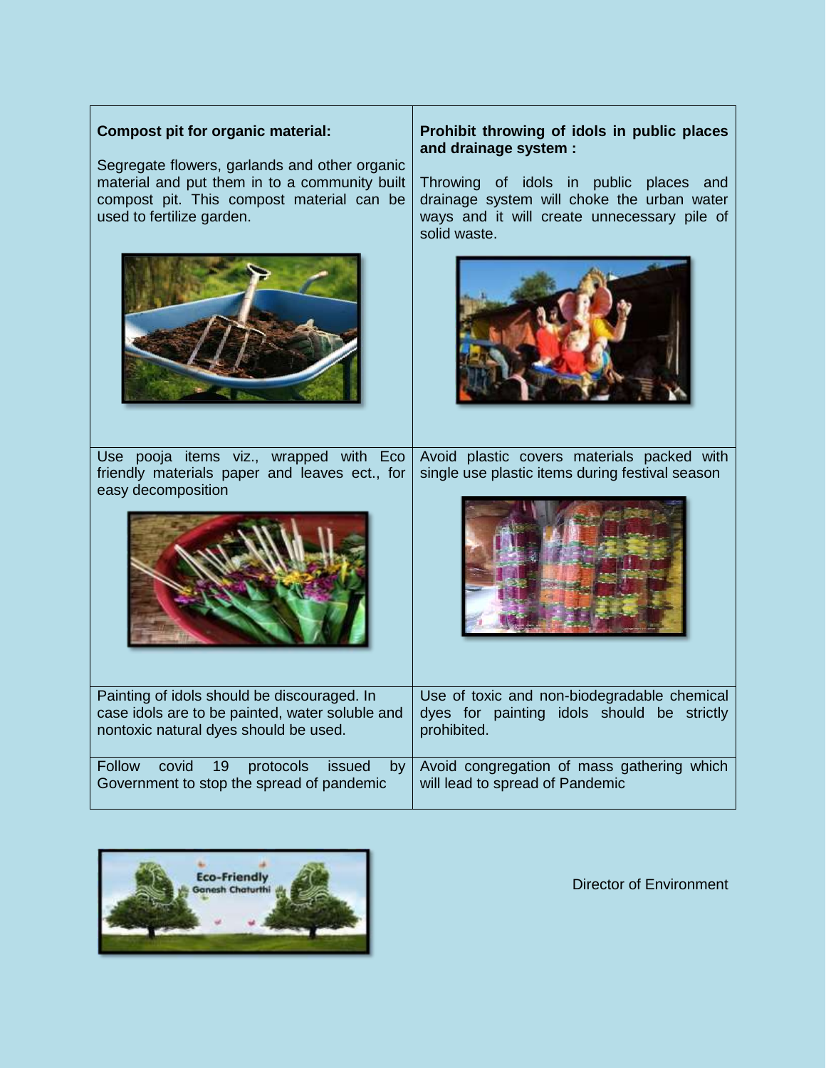| | |
|---|---|
| **Compost pit for organic material:** Segregate flowers, garlands and other organic material and put them in to a community built compost pit. This compost material can be used to fertilize garden. | **Prohibit throwing of idols in public places and drainage system :** Throwing of idols in public places and drainage system will choke the urban water ways and it will create unnecessary pile of solid waste. |
| Use pooja items viz., wrapped with Eco friendly materials paper and leaves ect., for easy decomposition | Avoid plastic covers materials packed with single use plastic items during festival season |
| Painting of idols should be discouraged. In case idols are to be painted, water soluble and nontoxic natural dyes should be used. | Use of toxic and non-biodegradable chemical dyes for painting idols should be strictly prohibited. |
| Follow covid 19 protocols issued by Government to stop the spread of pandemic | Avoid congregation of mass gathering which will lead to spread of Pandemic |

Director of Environment